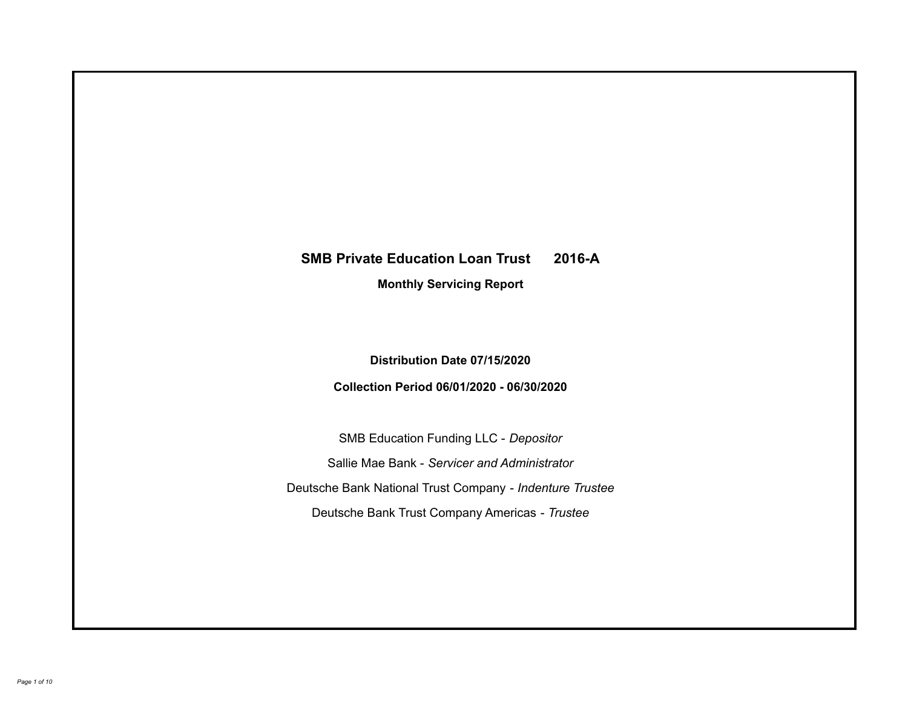# SMB Private Education Loan Trust 2016-A

## Monthly Servicing Report

**Distribution Date 07/15/2020**

**Collection Period 06/01/2020 - 06/30/2020**

SMB Education Funding LLC - *Depositor*

Sallie Mae Bank - *Servicer and Administrator*

Deutsche Bank National Trust Company - *Indenture Trustee*

Deutsche Bank Trust Company Americas - *Trustee*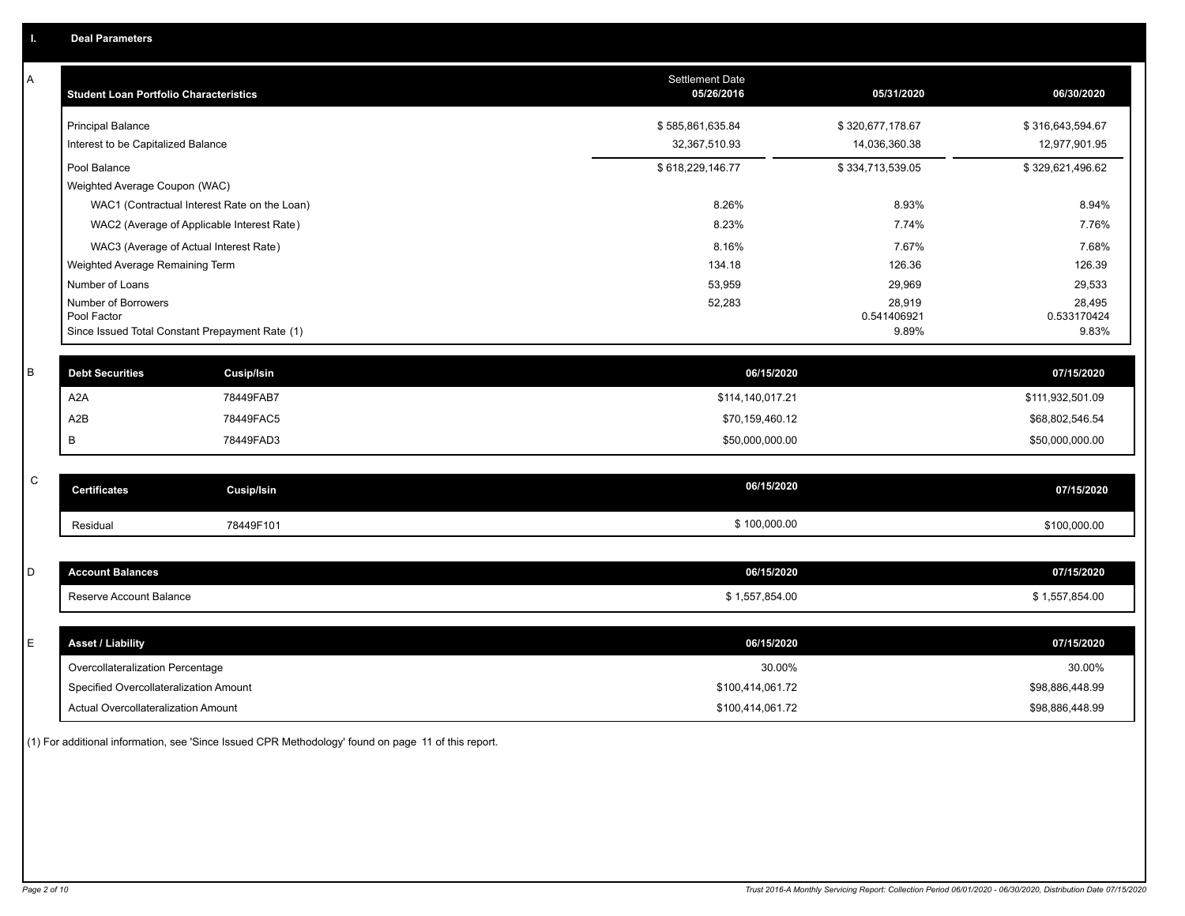## I. Deal Parameters

### A

| Student Loan Portfolio Characteristics | Settlement Date 05/26/2016 | 05/31/2020 | 06/30/2020 |
|---|---|---|---|
| Principal Balance | $ 585,861,635.84 | $ 320,677,178.67 | $ 316,643,594.67 |
| Interest to be Capitalized Balance | 32,367,510.93 | 14,036,360.38 | 12,977,901.95 |
| Pool Balance | $ 618,229,146.77 | $ 334,713,539.05 | $ 329,621,496.62 |
| Weighted Average Coupon (WAC) | | | |
| WAC1 (Contractual Interest Rate on the Loan) | 8.26% | 8.93% | 8.94% |
| WAC2 (Average of Applicable Interest Rate) | 8.23% | 7.74% | 7.76% |
| WAC3 (Average of Actual Interest Rate) | 8.16% | 7.67% | 7.68% |
| Weighted Average Remaining Term | 134.18 | 126.36 | 126.39 |
| Number of Loans | 53,959 | 29,969 | 29,533 |
| Number of Borrowers | 52,283 | 28,919 | 28,495 |
| Pool Factor | | 0.541406921 | 0.533170424 |
| Since Issued Total Constant Prepayment Rate (1) | | 9.89% | 9.83% |

### B

| Debt Securities | Cusip/Isin | 06/15/2020 | 07/15/2020 |
|---|---|---|---|
| A2A | 78449FAB7 | $114,140,017.21 | $111,932,501.09 |
| A2B | 78449FAC5 | $70,159,460.12 | $68,802,546.54 |
| B | 78449FAD3 | $50,000,000.00 | $50,000,000.00 |

### C

| Certificates | Cusip/Isin | 06/15/2020 | 07/15/2020 |
|---|---|---|---|
| Residual | 78449F101 | $ 100,000.00 | $100,000.00 |

### D

| Account Balances | 06/15/2020 | 07/15/2020 |
|---|---|---|
| Reserve Account Balance | $ 1,557,854.00 | $ 1,557,854.00 |

### E

| Asset / Liability | 06/15/2020 | 07/15/2020 |
|---|---|---|
| Overcollateralization Percentage | 30.00% | 30.00% |
| Specified Overcollateralization Amount | $100,414,061.72 | $98,886,448.99 |
| Actual Overcollateralization Amount | $100,414,061.72 | $98,886,448.99 |

(1) For additional information, see 'Since Issued CPR Methodology' found on page 11 of this report.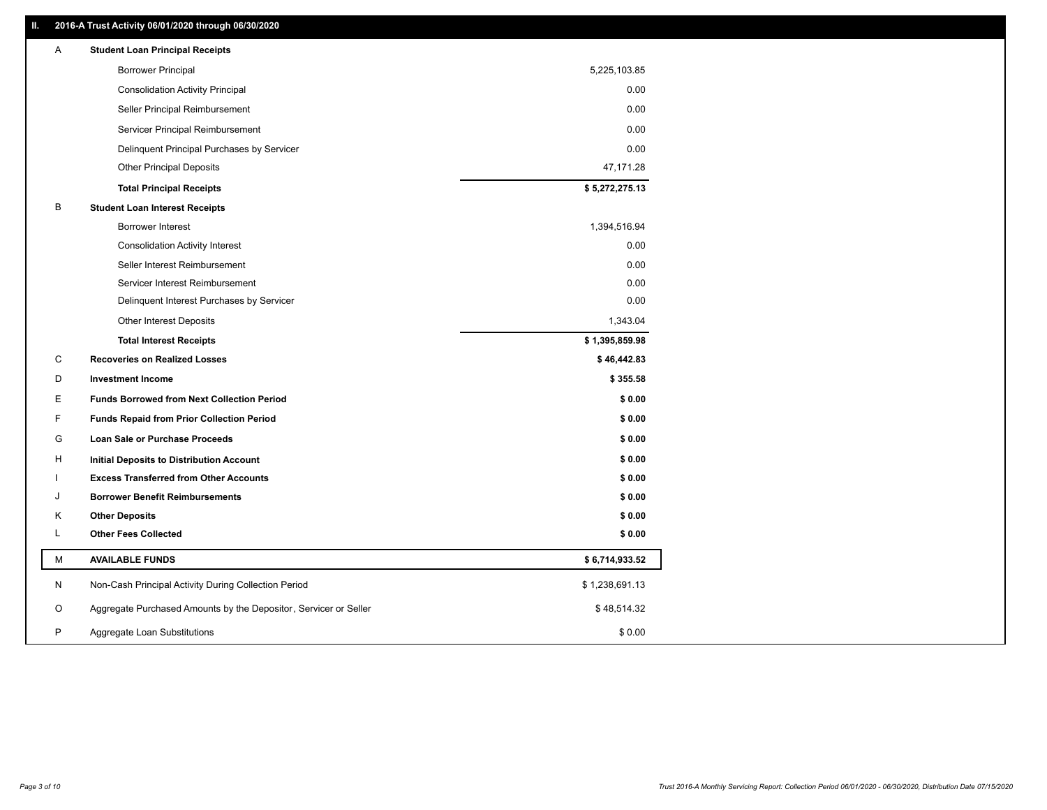## II. 2016-A Trust Activity 06/01/2020 through 06/30/2020

| | | |
|---|---|---|
| A | **Student Loan Principal Receipts** | |
| | Borrower Principal | 5,225,103.85 |
| | Consolidation Activity Principal | 0.00 |
| | Seller Principal Reimbursement | 0.00 |
| | Servicer Principal Reimbursement | 0.00 |
| | Delinquent Principal Purchases by Servicer | 0.00 |
| | Other Principal Deposits | 47,171.28 |
| | **Total Principal Receipts** | **$ 5,272,275.13** |
| B | **Student Loan Interest Receipts** | |
| | Borrower Interest | 1,394,516.94 |
| | Consolidation Activity Interest | 0.00 |
| | Seller Interest Reimbursement | 0.00 |
| | Servicer Interest Reimbursement | 0.00 |
| | Delinquent Interest Purchases by Servicer | 0.00 |
| | Other Interest Deposits | 1,343.04 |
| | **Total Interest Receipts** | **$ 1,395,859.98** |
| C | **Recoveries on Realized Losses** | **$ 46,442.83** |
| D | **Investment Income** | **$ 355.58** |
| E | **Funds Borrowed from Next Collection Period** | **$ 0.00** |
| F | **Funds Repaid from Prior Collection Period** | **$ 0.00** |
| G | **Loan Sale or Purchase Proceeds** | **$ 0.00** |
| H | **Initial Deposits to Distribution Account** | **$ 0.00** |
| I | **Excess Transferred from Other Accounts** | **$ 0.00** |
| J | **Borrower Benefit Reimbursements** | **$ 0.00** |
| K | **Other Deposits** | **$ 0.00** |
| L | **Other Fees Collected** | **$ 0.00** |
| M | **AVAILABLE FUNDS** | **$ 6,714,933.52** |
| N | Non-Cash Principal Activity During Collection Period | $ 1,238,691.13 |
| O | Aggregate Purchased Amounts by the Depositor, Servicer or Seller | $ 48,514.32 |
| P | Aggregate Loan Substitutions | $ 0.00 |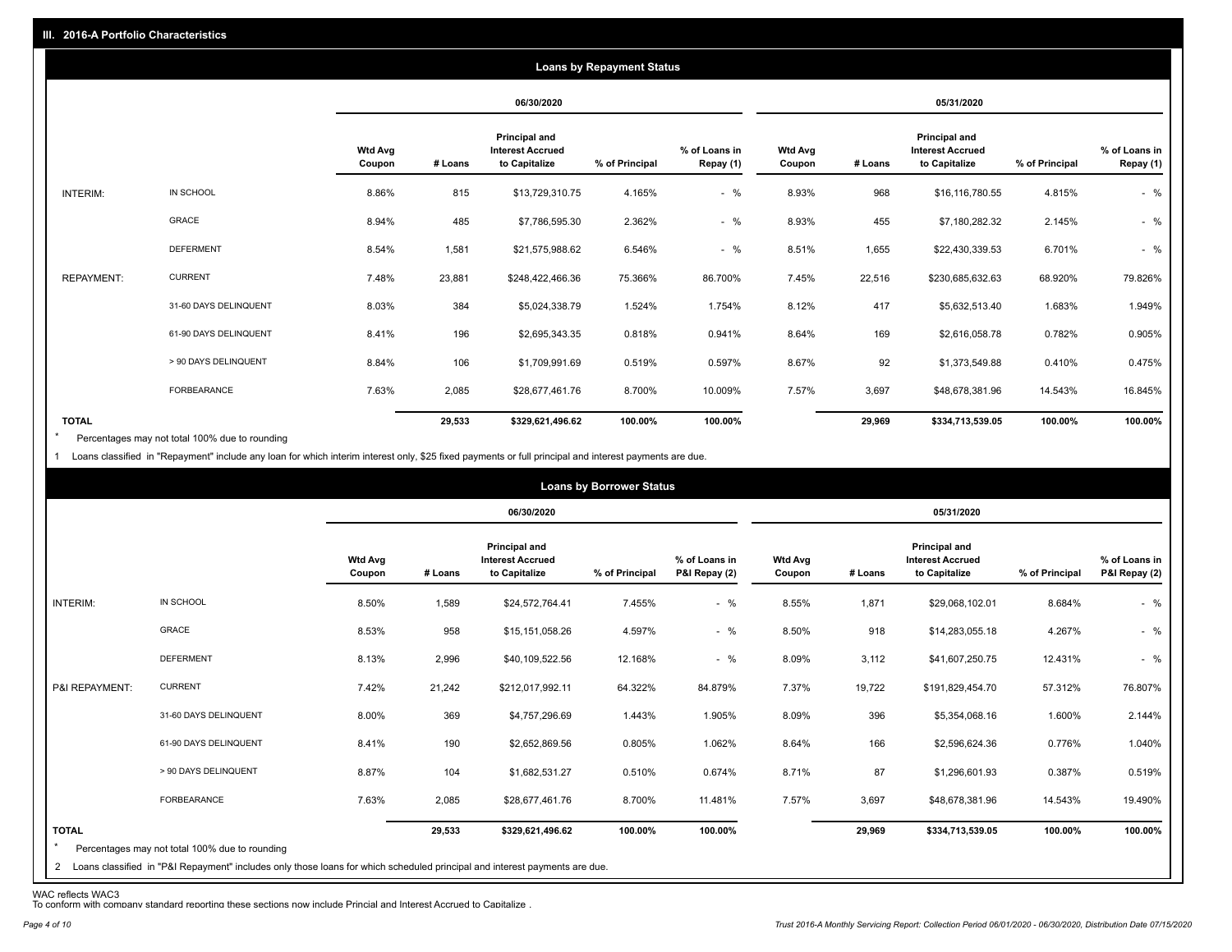## III. 2016-A Portfolio Characteristics

### Loans by Repayment Status

| | | 06/30/2020 | | | | | 05/31/2020 | | | | |
|---|---|---|---|---|---|---|---|---|---|---|---|
| | | Wtd Avg Coupon | # Loans | Principal and Interest Accrued to Capitalize | % of Principal | % of Loans in Repay (1) | Wtd Avg Coupon | # Loans | Principal and Interest Accrued to Capitalize | % of Principal | % of Loans in Repay (1) |
| INTERIM: | IN SCHOOL | 8.86% | 815 | $13,729,310.75 | 4.165% | - % | 8.93% | 968 | $16,116,780.55 | 4.815% | - % |
| | GRACE | 8.94% | 485 | $7,786,595.30 | 2.362% | - % | 8.93% | 455 | $7,180,282.32 | 2.145% | - % |
| | DEFERMENT | 8.54% | 1,581 | $21,575,988.62 | 6.546% | - % | 8.51% | 1,655 | $22,430,339.53 | 6.701% | - % |
| REPAYMENT: | CURRENT | 7.48% | 23,881 | $248,422,466.36 | 75.366% | 86.700% | 7.45% | 22,516 | $230,685,632.63 | 68.920% | 79.826% |
| | 31-60 DAYS DELINQUENT | 8.03% | 384 | $5,024,338.79 | 1.524% | 1.754% | 8.12% | 417 | $5,632,513.40 | 1.683% | 1.949% |
| | 61-90 DAYS DELINQUENT | 8.41% | 196 | $2,695,343.35 | 0.818% | 0.941% | 8.64% | 169 | $2,616,058.78 | 0.782% | 0.905% |
| | > 90 DAYS DELINQUENT | 8.84% | 106 | $1,709,991.69 | 0.519% | 0.597% | 8.67% | 92 | $1,373,549.88 | 0.410% | 0.475% |
| | FORBEARANCE | 7.63% | 2,085 | $28,677,461.76 | 8.700% | 10.009% | 7.57% | 3,697 | $48,678,381.96 | 14.543% | 16.845% |
| **TOTAL** | | | **29,533** | **$329,621,496.62** | **100.00%** | **100.00%** | | **29,969** | **$334,713,539.05** | **100.00%** | **100.00%** |

\* Percentages may not total 100% due to rounding

1 Loans classified in "Repayment" include any loan for which interim interest only, $25 fixed payments or full principal and interest payments are due.

### Loans by Borrower Status

| | | 06/30/2020 | | | | | 05/31/2020 | | | | |
|---|---|---|---|---|---|---|---|---|---|---|---|
| | | Wtd Avg Coupon | # Loans | Principal and Interest Accrued to Capitalize | % of Principal | % of Loans in P&I Repay (2) | Wtd Avg Coupon | # Loans | Principal and Interest Accrued to Capitalize | % of Principal | % of Loans in P&I Repay (2) |
| INTERIM: | IN SCHOOL | 8.50% | 1,589 | $24,572,764.41 | 7.455% | - % | 8.55% | 1,871 | $29,068,102.01 | 8.684% | - % |
| | GRACE | 8.53% | 958 | $15,151,058.26 | 4.597% | - % | 8.50% | 918 | $14,283,055.18 | 4.267% | - % |
| | DEFERMENT | 8.13% | 2,996 | $40,109,522.56 | 12.168% | - % | 8.09% | 3,112 | $41,607,250.75 | 12.431% | - % |
| P&I REPAYMENT: | CURRENT | 7.42% | 21,242 | $212,017,992.11 | 64.322% | 84.879% | 7.37% | 19,722 | $191,829,454.70 | 57.312% | 76.807% |
| | 31-60 DAYS DELINQUENT | 8.00% | 369 | $4,757,296.69 | 1.443% | 1.905% | 8.09% | 396 | $5,354,068.16 | 1.600% | 2.144% |
| | 61-90 DAYS DELINQUENT | 8.41% | 190 | $2,652,869.56 | 0.805% | 1.062% | 8.64% | 166 | $2,596,624.36 | 0.776% | 1.040% |
| | > 90 DAYS DELINQUENT | 8.87% | 104 | $1,682,531.27 | 0.510% | 0.674% | 8.71% | 87 | $1,296,601.93 | 0.387% | 0.519% |
| | FORBEARANCE | 7.63% | 2,085 | $28,677,461.76 | 8.700% | 11.481% | 7.57% | 3,697 | $48,678,381.96 | 14.543% | 19.490% |
| **TOTAL** | | | **29,533** | **$329,621,496.62** | **100.00%** | **100.00%** | | **29,969** | **$334,713,539.05** | **100.00%** | **100.00%** |

\* Percentages may not total 100% due to rounding

2 Loans classified in "P&I Repayment" includes only those loans for which scheduled principal and interest payments are due.

WAC reflects WAC3

To conform with company standard reporting these sections now include Princial and Interest Accrued to Capitalize .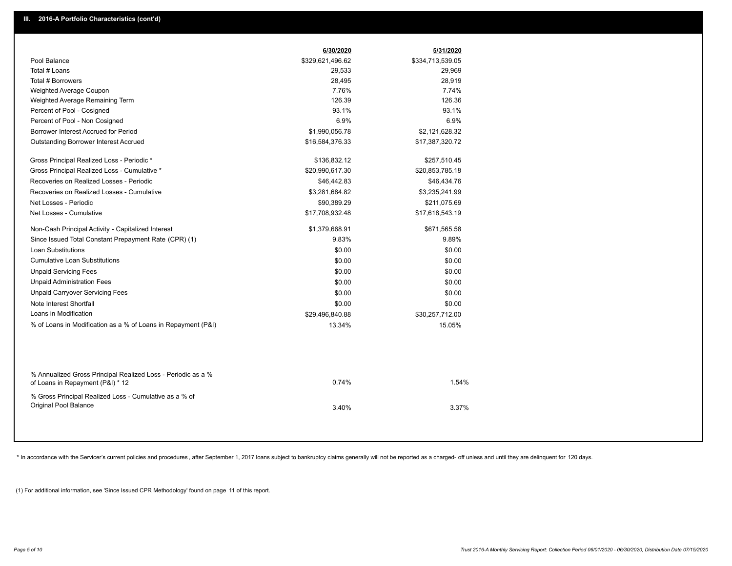## III. 2016-A Portfolio Characteristics (cont'd)

| | 6/30/2020 | 5/31/2020 |
|---|---|---|
| Pool Balance | $329,621,496.62 | $334,713,539.05 |
| Total # Loans | 29,533 | 29,969 |
| Total # Borrowers | 28,495 | 28,919 |
| Weighted Average Coupon | 7.76% | 7.74% |
| Weighted Average Remaining Term | 126.39 | 126.36 |
| Percent of Pool - Cosigned | 93.1% | 93.1% |
| Percent of Pool - Non Cosigned | 6.9% | 6.9% |
| Borrower Interest Accrued for Period | $1,990,056.78 | $2,121,628.32 |
| Outstanding Borrower Interest Accrued | $16,584,376.33 | $17,387,320.72 |
| Gross Principal Realized Loss - Periodic * | $136,832.12 | $257,510.45 |
| Gross Principal Realized Loss - Cumulative * | $20,990,617.30 | $20,853,785.18 |
| Recoveries on Realized Losses - Periodic | $46,442.83 | $46,434.76 |
| Recoveries on Realized Losses - Cumulative | $3,281,684.82 | $3,235,241.99 |
| Net Losses - Periodic | $90,389.29 | $211,075.69 |
| Net Losses - Cumulative | $17,708,932.48 | $17,618,543.19 |
| Non-Cash Principal Activity - Capitalized Interest | $1,379,668.91 | $671,565.58 |
| Since Issued Total Constant Prepayment Rate (CPR) (1) | 9.83% | 9.89% |
| Loan Substitutions | $0.00 | $0.00 |
| Cumulative Loan Substitutions | $0.00 | $0.00 |
| Unpaid Servicing Fees | $0.00 | $0.00 |
| Unpaid Administration Fees | $0.00 | $0.00 |
| Unpaid Carryover Servicing Fees | $0.00 | $0.00 |
| Note Interest Shortfall | $0.00 | $0.00 |
| Loans in Modification | $29,496,840.88 | $30,257,712.00 |
| % of Loans in Modification as a % of Loans in Repayment (P&I) | 13.34% | 15.05% |
| % Annualized Gross Principal Realized Loss - Periodic as a % of Loans in Repayment (P&I) * 12 | 0.74% | 1.54% |
| % Gross Principal Realized Loss - Cumulative as a % of Original Pool Balance | 3.40% | 3.37% |

* In accordance with the Servicer's current policies and procedures , after September 1, 2017 loans subject to bankruptcy claims generally will not be reported as a charged- off unless and until they are delinquent for 120 days.

(1) For additional information, see 'Since Issued CPR Methodology' found on page 11 of this report.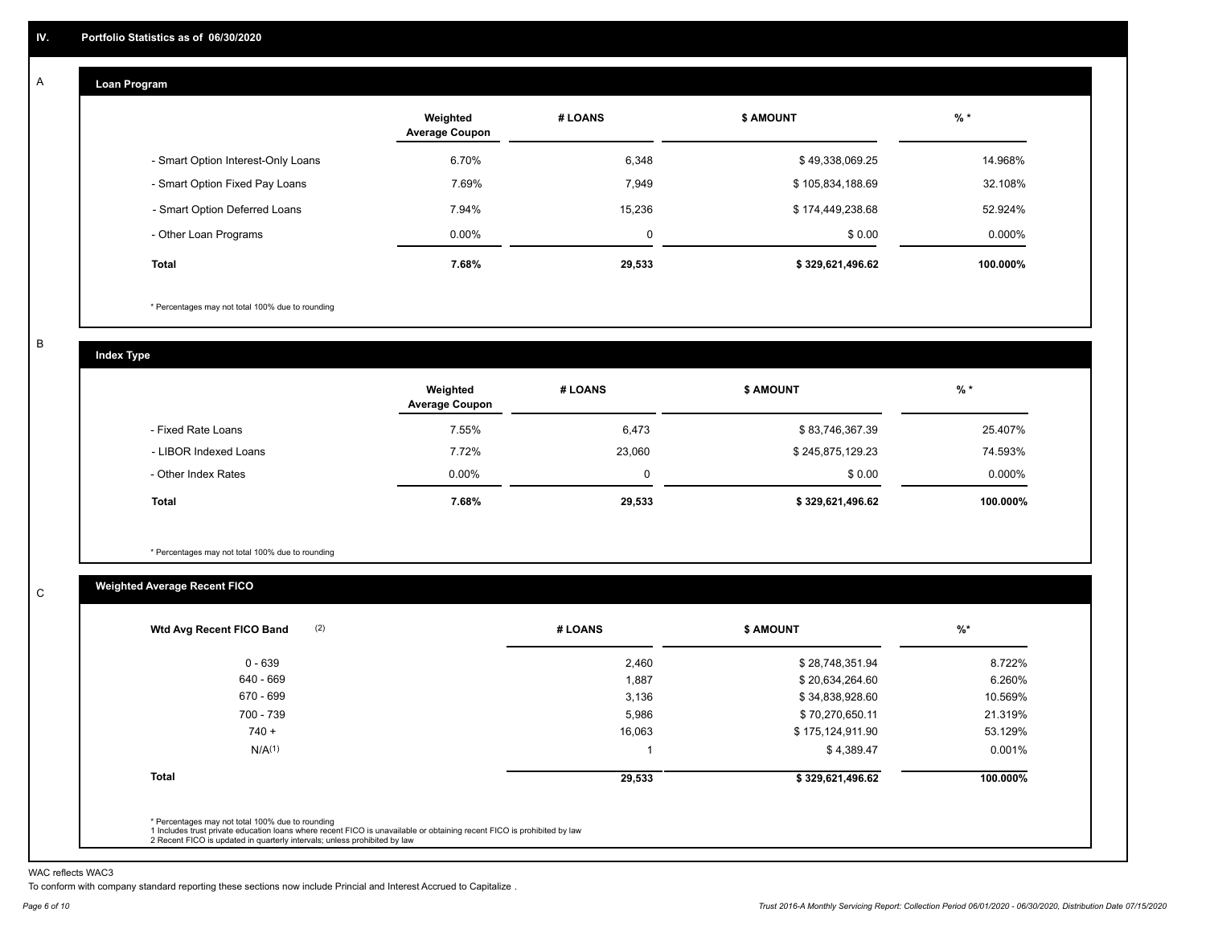## IV. Portfolio Statistics as of 06/30/2020

### A. Loan Program

| | Weighted Average Coupon | # LOANS | $ AMOUNT | % * |
|---|---|---|---|---|
| - Smart Option Interest-Only Loans | 6.70% | 6,348 | $ 49,338,069.25 | 14.968% |
| - Smart Option Fixed Pay Loans | 7.69% | 7,949 | $ 105,834,188.69 | 32.108% |
| - Smart Option Deferred Loans | 7.94% | 15,236 | $ 174,449,238.68 | 52.924% |
| - Other Loan Programs | 0.00% | 0 | $ 0.00 | 0.000% |
| **Total** | **7.68%** | **29,533** | **$ 329,621,496.62** | **100.000%** |

* Percentages may not total 100% due to rounding

### B. Index Type

| | Weighted Average Coupon | # LOANS | $ AMOUNT | % * |
|---|---|---|---|---|
| - Fixed Rate Loans | 7.55% | 6,473 | $ 83,746,367.39 | 25.407% |
| - LIBOR Indexed Loans | 7.72% | 23,060 | $ 245,875,129.23 | 74.593% |
| - Other Index Rates | 0.00% | 0 | $ 0.00 | 0.000% |
| **Total** | **7.68%** | **29,533** | **$ 329,621,496.62** | **100.000%** |

* Percentages may not total 100% due to rounding

### C. Weighted Average Recent FICO

| Wtd Avg Recent FICO Band (2) | # LOANS | $ AMOUNT | %* |
|---|---|---|---|
| 0 - 639 | 2,460 | $ 28,748,351.94 | 8.722% |
| 640 - 669 | 1,887 | $ 20,634,264.60 | 6.260% |
| 670 - 699 | 3,136 | $ 34,838,928.60 | 10.569% |
| 700 - 739 | 5,986 | $ 70,270,650.11 | 21.319% |
| 740 + | 16,063 | $ 175,124,911.90 | 53.129% |
| N/A(1) | 1 | $ 4,389.47 | 0.001% |
| **Total** | **29,533** | **$ 329,621,496.62** | **100.000%** |

* Percentages may not total 100% due to rounding
1 Includes trust private education loans where recent FICO is unavailable or obtaining recent FICO is prohibited by law
2 Recent FICO is updated in quarterly intervals; unless prohibited by law

WAC reflects WAC3

To conform with company standard reporting these sections now include Princial and Interest Accrued to Capitalize .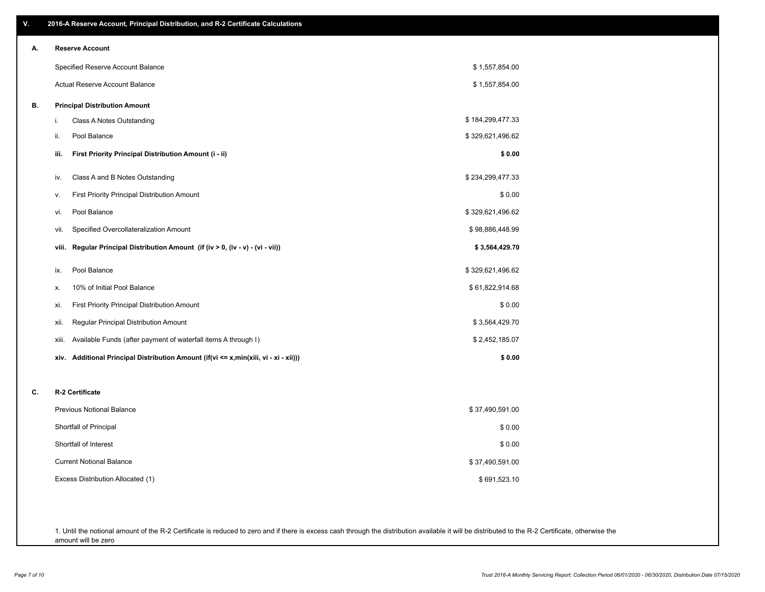## V. 2016-A Reserve Account, Principal Distribution, and R-2 Certificate Calculations

### A. Reserve Account

| | |
|---|---|
| Specified Reserve Account Balance | $ 1,557,854.00 |
| Actual Reserve Account Balance | $ 1,557,854.00 |

### B. Principal Distribution Amount

| | | |
|---|---|---|
| i. | Class A Notes Outstanding | $ 184,299,477.33 |
| ii. | Pool Balance | $ 329,621,496.62 |
| **iii.** | **First Priority Principal Distribution Amount (i - ii)** | **$ 0.00** |
| iv. | Class A and B Notes Outstanding | $ 234,299,477.33 |
| v. | First Priority Principal Distribution Amount | $ 0.00 |
| vi. | Pool Balance | $ 329,621,496.62 |
| vii. | Specified Overcollateralization Amount | $ 98,886,448.99 |
| **viii.** | **Regular Principal Distribution Amount (if (iv > 0, (iv - v) - (vi - vii))** | **$ 3,564,429.70** |
| ix. | Pool Balance | $ 329,621,496.62 |
| x. | 10% of Initial Pool Balance | $ 61,822,914.68 |
| xi. | First Priority Principal Distribution Amount | $ 0.00 |
| xii. | Regular Principal Distribution Amount | $ 3,564,429.70 |
| xiii. | Available Funds (after payment of waterfall items A through I) | $ 2,452,185.07 |
| **xiv.** | **Additional Principal Distribution Amount (if(vi <= x,min(xiii, vi - xi - xii)))** | **$ 0.00** |

### C. R-2 Certificate

| | |
|---|---|
| Previous Notional Balance | $ 37,490,591.00 |
| Shortfall of Principal | $ 0.00 |
| Shortfall of Interest | $ 0.00 |
| Current Notional Balance | $ 37,490,591.00 |
| Excess Distribution Allocated (1) | $ 691,523.10 |

1. Until the notional amount of the R-2 Certificate is reduced to zero and if there is excess cash through the distribution available it will be distributed to the R-2 Certificate, otherwise the amount will be zero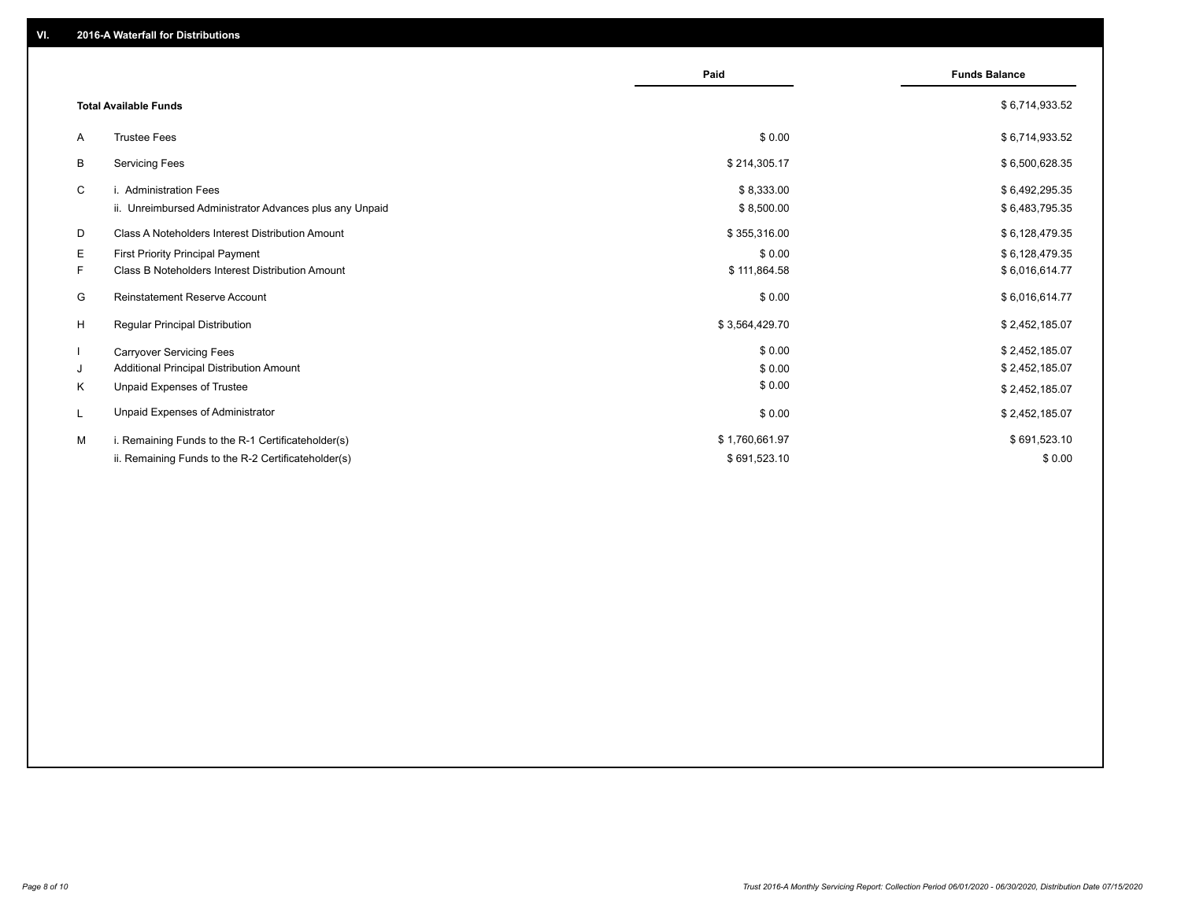## VI. 2016-A Waterfall for Distributions

| | | Paid | Funds Balance |
|---|---|---|---|
| | **Total Available Funds** | | $ 6,714,933.52 |
| A | Trustee Fees | $ 0.00 | $ 6,714,933.52 |
| B | Servicing Fees | $ 214,305.17 | $ 6,500,628.35 |
| C | i. Administration Fees | $ 8,333.00 | $ 6,492,295.35 |
| | ii. Unreimbursed Administrator Advances plus any Unpaid | $ 8,500.00 | $ 6,483,795.35 |
| D | Class A Noteholders Interest Distribution Amount | $ 355,316.00 | $ 6,128,479.35 |
| E | First Priority Principal Payment | $ 0.00 | $ 6,128,479.35 |
| F | Class B Noteholders Interest Distribution Amount | $ 111,864.58 | $ 6,016,614.77 |
| G | Reinstatement Reserve Account | $ 0.00 | $ 6,016,614.77 |
| H | Regular Principal Distribution | $ 3,564,429.70 | $ 2,452,185.07 |
| I | Carryover Servicing Fees | $ 0.00 | $ 2,452,185.07 |
| J | Additional Principal Distribution Amount | $ 0.00 | $ 2,452,185.07 |
| K | Unpaid Expenses of Trustee | $ 0.00 | $ 2,452,185.07 |
| L | Unpaid Expenses of Administrator | $ 0.00 | $ 2,452,185.07 |
| M | i. Remaining Funds to the R-1 Certificateholder(s) | $ 1,760,661.97 | $ 691,523.10 |
| | ii. Remaining Funds to the R-2 Certificateholder(s) | $ 691,523.10 | $ 0.00 |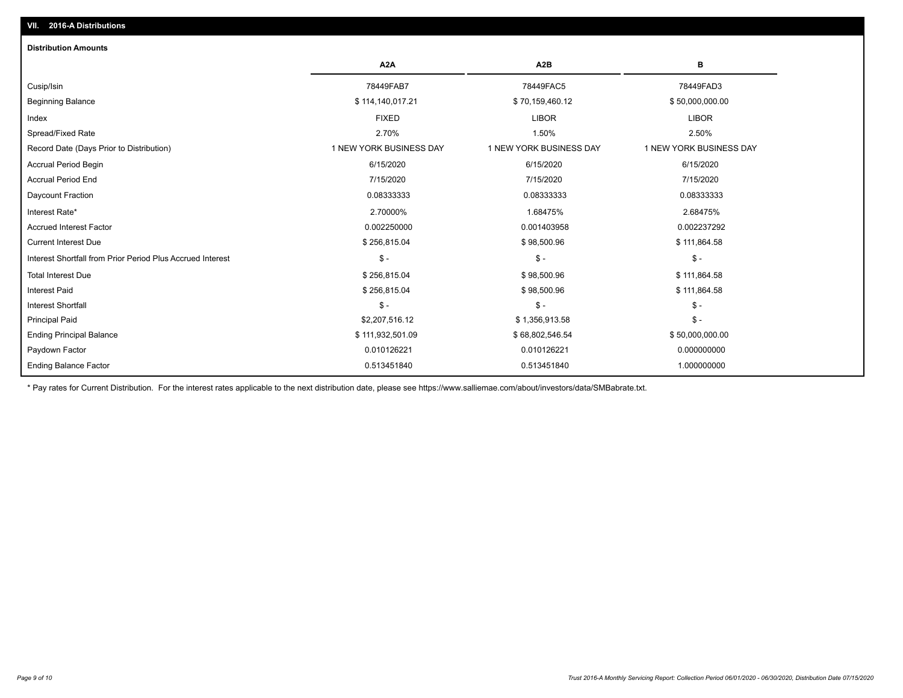## VII. 2016-A Distributions

### Distribution Amounts

| | A2A | A2B | B |
|---|---|---|---|
| Cusip/Isin | 78449FAB7 | 78449FAC5 | 78449FAD3 |
| Beginning Balance | $ 114,140,017.21 | $ 70,159,460.12 | $ 50,000,000.00 |
| Index | FIXED | LIBOR | LIBOR |
| Spread/Fixed Rate | 2.70% | 1.50% | 2.50% |
| Record Date (Days Prior to Distribution) | 1 NEW YORK BUSINESS DAY | 1 NEW YORK BUSINESS DAY | 1 NEW YORK BUSINESS DAY |
| Accrual Period Begin | 6/15/2020 | 6/15/2020 | 6/15/2020 |
| Accrual Period End | 7/15/2020 | 7/15/2020 | 7/15/2020 |
| Daycount Fraction | 0.08333333 | 0.08333333 | 0.08333333 |
| Interest Rate* | 2.70000% | 1.68475% | 2.68475% |
| Accrued Interest Factor | 0.002250000 | 0.001403958 | 0.002237292 |
| Current Interest Due | $ 256,815.04 | $ 98,500.96 | $ 111,864.58 |
| Interest Shortfall from Prior Period Plus Accrued Interest | $ - | $ - | $ - |
| Total Interest Due | $ 256,815.04 | $ 98,500.96 | $ 111,864.58 |
| Interest Paid | $ 256,815.04 | $ 98,500.96 | $ 111,864.58 |
| Interest Shortfall | $ - | $ - | $ - |
| Principal Paid | $2,207,516.12 | $ 1,356,913.58 | $ - |
| Ending Principal Balance | $ 111,932,501.09 | $ 68,802,546.54 | $ 50,000,000.00 |
| Paydown Factor | 0.010126221 | 0.010126221 | 0.000000000 |
| Ending Balance Factor | 0.513451840 | 0.513451840 | 1.000000000 |

* Pay rates for Current Distribution. For the interest rates applicable to the next distribution date, please see https://www.salliemae.com/about/investors/data/SMBabrate.txt.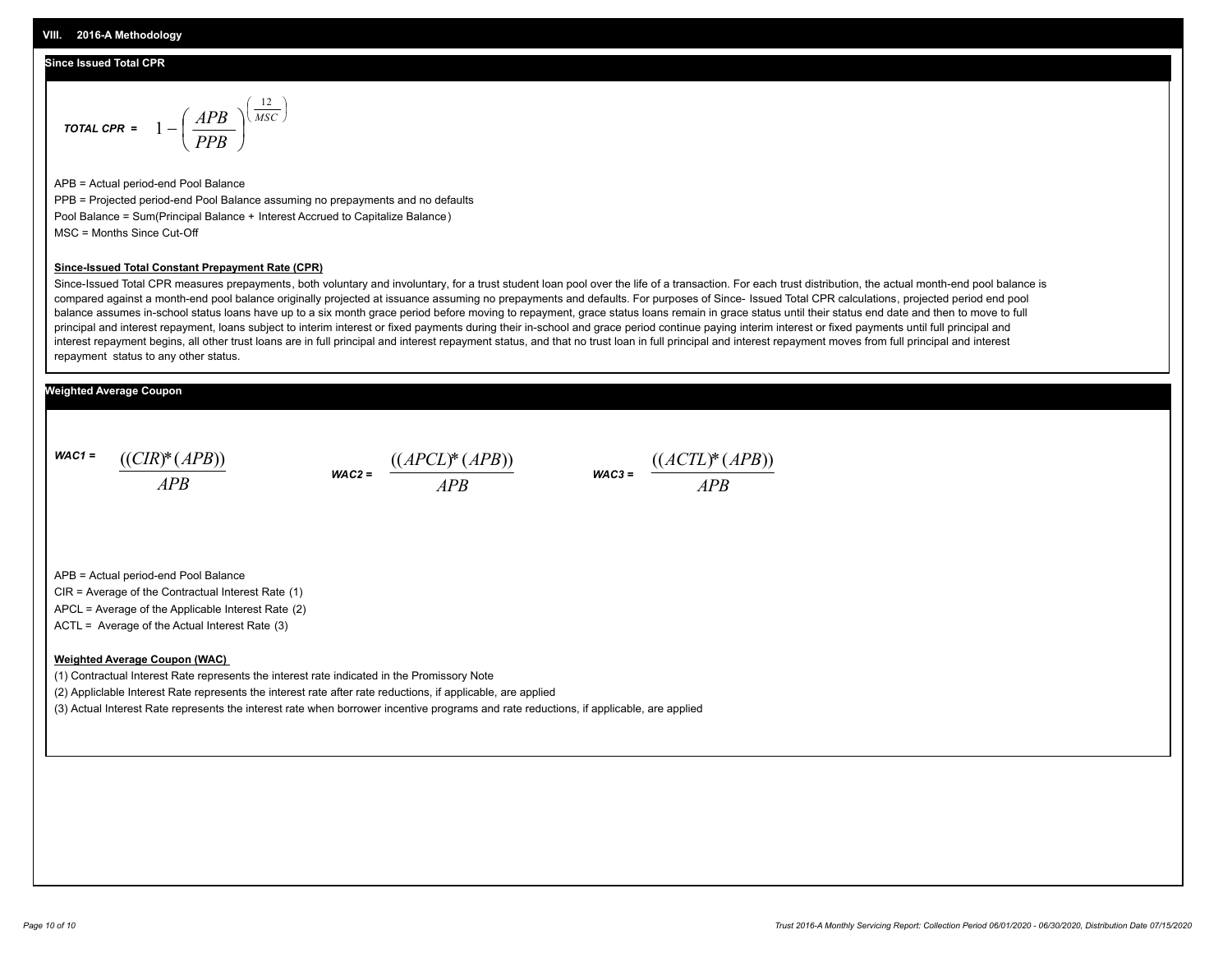# VIII. 2016-A Methodology

## Since Issued Total CPR

**TOTAL CPR =** $$1 - \left( \frac{APB}{PPB} \right)^{\left( \frac{12}{MSC} \right)}$$

APB = Actual period-end Pool Balance

PPB = Projected period-end Pool Balance assuming no prepayments and no defaults

Pool Balance = Sum(Principal Balance + Interest Accrued to Capitalize Balance)

MSC = Months Since Cut-Off

**Since-Issued Total Constant Prepayment Rate (CPR)**

Since-Issued Total CPR measures prepayments, both voluntary and involuntary, for a trust student loan pool over the life of a transaction. For each trust distribution, the actual month-end pool balance is compared against a month-end pool balance originally projected at issuance assuming no prepayments and defaults. For purposes of Since- Issued Total CPR calculations, projected period end pool balance assumes in-school status loans have up to a six month grace period before moving to repayment, grace status loans remain in grace status until their status end date and then to move to full principal and interest repayment, loans subject to interim interest or fixed payments during their in-school and grace period continue paying interim interest or fixed payments until full principal and interest repayment begins, all other trust loans are in full principal and interest repayment status, and that no trust loan in full principal and interest repayment moves from full principal and interest repayment status to any other status.

## Weighted Average Coupon

**WAC1 =** $$\frac{((CIR)*(APB))}{APB}$$

**WAC2 =** $$\frac{((APCL)*(APB))}{APB}$$

**WAC3 =** $$\frac{((ACTL)*(APB))}{APB}$$

APB = Actual period-end Pool Balance

CIR = Average of the Contractual Interest Rate (1)

APCL = Average of the Applicable Interest Rate (2)

ACTL = Average of the Actual Interest Rate (3)

**Weighted Average Coupon (WAC)**

(1) Contractual Interest Rate represents the interest rate indicated in the Promissory Note

(2) Appliclable Interest Rate represents the interest rate after rate reductions, if applicable, are applied

(3) Actual Interest Rate represents the interest rate when borrower incentive programs and rate reductions, if applicable, are applied